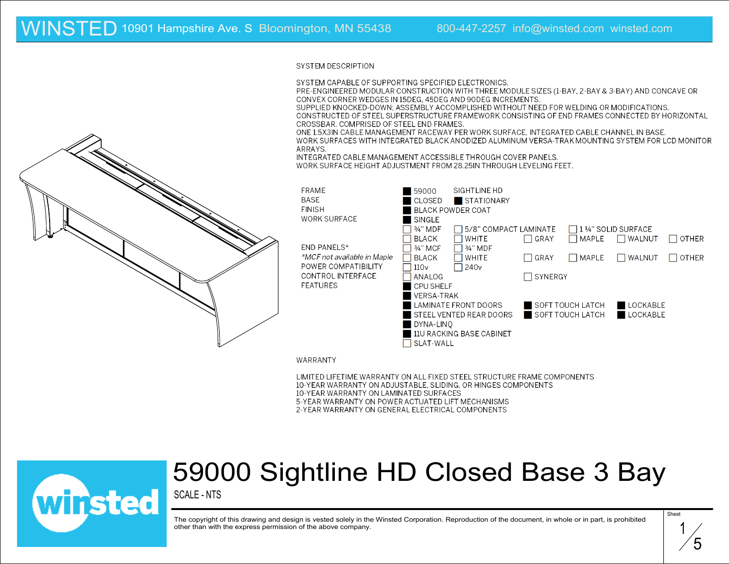WINSTED 10901 Hampshire Ave. S Bloomington, MN 55438 800-447-2257 info@winsted.com winsted.com

## SYSTEM DESCRIPTION

SYSTEM CAPABLE OF SUPPORTING SPECIFIED ELECTRONICS.
PRE-ENGINEERED MODULAR CONSTRUCTION WITH THREE MODULE SIZES (1-BAY, 2-BAY & 3-BAY) AND CONCAVE OR CONVEX CORNER WEDGES IN 15DEG, 45DEG AND 90DEG INCREMENTS.
SUPPLIED KNOCKED-DOWN; ASSEMBLY ACCOMPLISHED WITHOUT NEED FOR WELDING OR MODIFICATIONS.
CONSTRUCTED OF STEEL SUPERSTRUCTURE FRAMEWORK CONSISTING OF END FRAMES CONNECTED BY HORIZONTAL CROSSBAR. COMPRISED OF STEEL END FRAMES.
ONE 1.5X3IN CABLE MANAGEMENT RACEWAY PER WORK SURFACE. INTEGRATED CABLE CHANNEL IN BASE.
WORK SURFACES WITH INTEGRATED BLACK ANODIZED ALUMINUM VERSA-TRAK MOUNTING SYSTEM FOR LCD MONITOR ARRAYS.
INTEGRATED CABLE MANAGEMENT ACCESSIBLE THROUGH COVER PANELS.
WORK SURFACE HEIGHT ADJUSTMENT FROM 28.25IN THROUGH LEVELING FEET.

| | | | | | | |
|---|---|---|---|---|---|---|
| FRAME | ■ 59000 | SIGHTLINE HD | | | | |
| BASE | ■ CLOSED | ■ STATIONARY | | | | |
| FINISH | ■ BLACK POWDER COAT | | | | | |
| WORK SURFACE | ■ SINGLE | | | | | |
| | ☐ ¾" MDF | ☐ 5/8" COMPACT LAMINATE | | ☐ 1 ¼" SOLID SURFACE | | |
| | ☐ BLACK | ☐ WHITE | ☐ GRAY | ☐ MAPLE | ☐ WALNUT | ☐ OTHER |
| END PANELS* | ☐ ¾" MCF | ☐ ¾" MDF | | | | |
| *MCF not available in Maple* | ☐ BLACK | ☐ WHITE | ☐ GRAY | ☐ MAPLE | ☐ WALNUT | ☐ OTHER |
| POWER COMPATIBILITY | ☐ 110v | ☐ 240v | | | | |
| CONTROL INTERFACE | ☐ ANALOG | | ☐ SYNERGY | | | |
| FEATURES | ■ CPU SHELF | | | | | |
| | ■ VERSA-TRAK | | | | | |
| | ■ LAMINATE FRONT DOORS | | ■ SOFT TOUCH LATCH | ■ LOCKABLE | | |
| | ■ STEEL VENTED REAR DOORS | | ■ SOFT TOUCH LATCH | ■ LOCKABLE | | |
| | ■ DYNA-LINQ | | | | | |
| | ■ 11U RACKING BASE CABINET | | | | | |
| | ☐ SLAT-WALL | | | | | |

## WARRANTY

LIMITED LIFETIME WARRANTY ON ALL FIXED STEEL STRUCTURE FRAME COMPONENTS
10-YEAR WARRANTY ON ADJUSTABLE, SLIDING, OR HINGES COMPONENTS
10-YEAR WARRANTY ON LAMINATED SURFACES
5-YEAR WARRANTY ON POWER ACTUATED LIFT MECHANISMS
2-YEAR WARRANTY ON GENERAL ELECTRICAL COMPONENTS

winsted

# 59000 Sightline HD Closed Base 3 Bay

SCALE - NTS

The copyright of this drawing and design is vested solely in the Winsted Corporation. Reproduction of the document, in whole or in part, is prohibited other than with the express permission of the above company.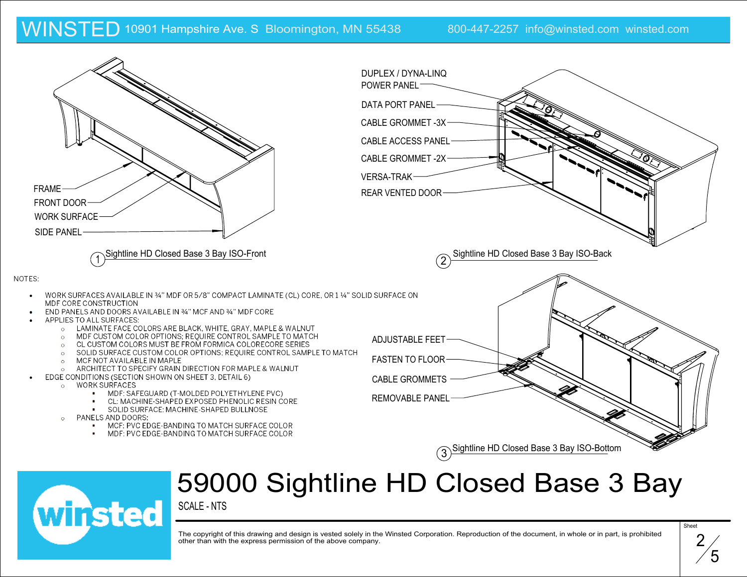WINSTED 10901 Hampshire Ave. S Bloomington, MN 55438 800-447-2257 info@winsted.com winsted.com

FRAME
FRONT DOOR
WORK SURFACE
SIDE PANEL

1 Sightline HD Closed Base 3 Bay ISO-Front

DUPLEX / DYNA-LINQ POWER PANEL
DATA PORT PANEL
CABLE GROMMET -3X
CABLE ACCESS PANEL
CABLE GROMMET -2X
VERSA-TRAK
REAR VENTED DOOR

2 Sightline HD Closed Base 3 Bay ISO-Back

NOTES:

- WORK SURFACES AVAILABLE IN ¾" MDF OR 5/8" COMPACT LAMINATE (CL) CORE, OR 1 ¼" SOLID SURFACE ON MDF CORE CONSTRUCTION
- END PANELS AND DOORS AVAILABLE IN ¾" MCF AND ¾" MDF CORE
- APPLIES TO ALL SURFACES:
  - LAMINATE FACE COLORS ARE BLACK, WHITE, GRAY, MAPLE & WALNUT
  - MDF CUSTOM COLOR OPTIONS; REQUIRE CONTROL SAMPLE TO MATCH
  - CL CUSTOM COLORS MUST BE FROM FORMICA COLORECORE SERIES
  - SOLID SURFACE CUSTOM COLOR OPTIONS; REQUIRE CONTROL SAMPLE TO MATCH
  - MCF NOT AVAILABLE IN MAPLE
  - ARCHITECT TO SPECIFY GRAIN DIRECTION FOR MAPLE & WALNUT
- EDGE CONDITIONS (SECTION SHOWN ON SHEET 3, DETAIL 6)
  - WORK SURFACES
    - MDF: SAFEGUARD (T-MOLDED POLYETHYLENE PVC)
    - CL: MACHINE-SHAPED EXPOSED PHENOLIC RESIN CORE
    - SOLID SURFACE: MACHINE-SHAPED BULLNOSE
  - PANELS AND DOORS:
    - MCF: PVC EDGE-BANDING TO MATCH SURFACE COLOR
    - MDF: PVC EDGE-BANDING TO MATCH SURFACE COLOR

ADJUSTABLE FEET
FASTEN TO FLOOR
CABLE GROMMETS
REMOVABLE PANEL

3 Sightline HD Closed Base 3 Bay ISO-Bottom

# 59000 Sightline HD Closed Base 3 Bay

SCALE - NTS

The copyright of this drawing and design is vested solely in the Winsted Corporation. Reproduction of the document, in whole or in part, is prohibited other than with the express permission of the above company.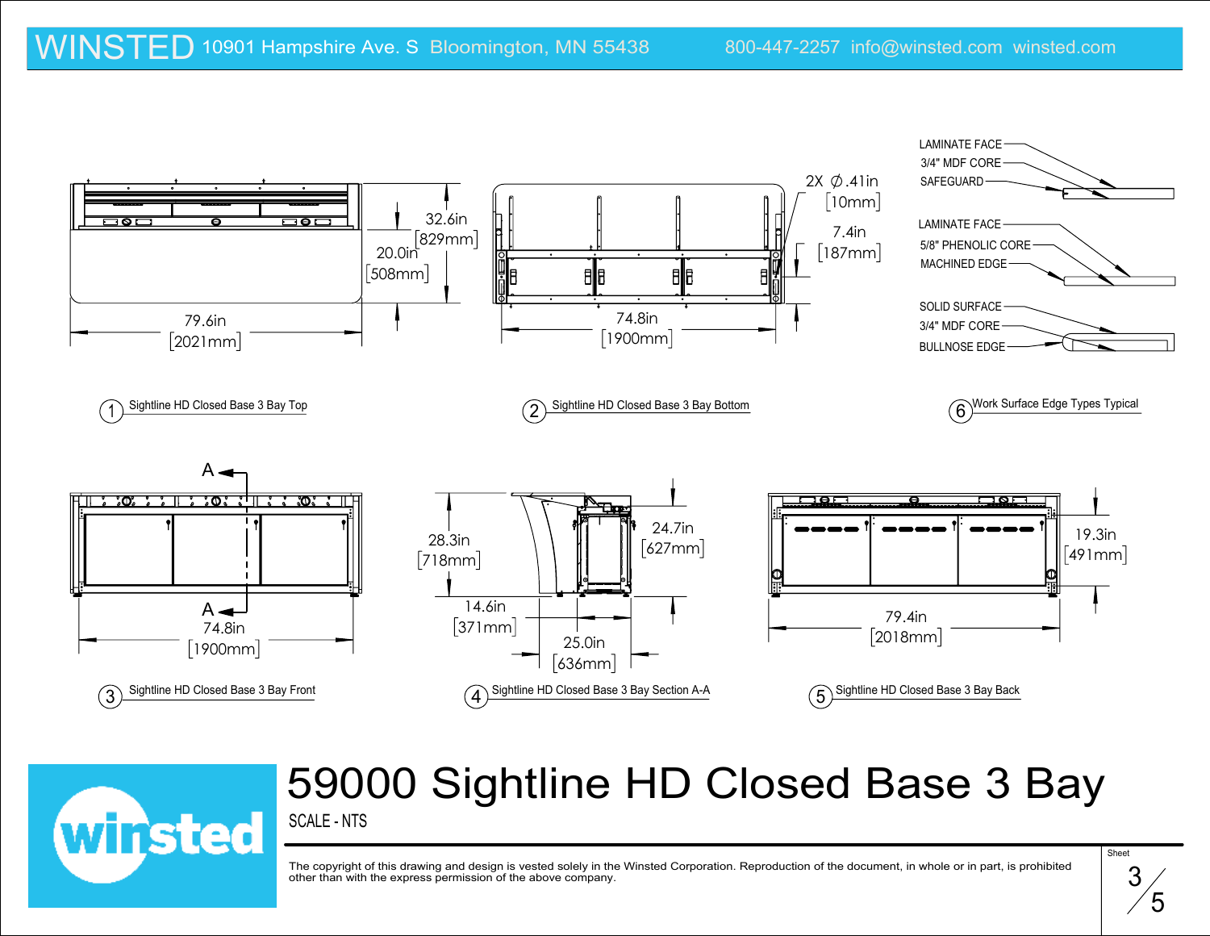WINSTED 10901 Hampshire Ave. S Bloomington, MN 55438 800-447-2257 info@winsted.com winsted.com

32.6in [829mm]

20.0in [508mm]

79.6in [2021mm]

① Sightline HD Closed Base 3 Bay Top

2X Ø .41in [10mm]

7.4in [187mm]

74.8in [1900mm]

② Sightline HD Closed Base 3 Bay Bottom

LAMINATE FACE
3/4" MDF CORE
SAFEGUARD

LAMINATE FACE
5/8" PHENOLIC CORE
MACHINED EDGE

SOLID SURFACE
3/4" MDF CORE
BULLNOSE EDGE

⑥ Work Surface Edge Types Typical

A

A

74.8in [1900mm]

③ Sightline HD Closed Base 3 Bay Front

28.3in [718mm]

24.7in [627mm]

14.6in [371mm]

25.0in [636mm]

④ Sightline HD Closed Base 3 Bay Section A-A

19.3in [491mm]

79.4in [2018mm]

⑤ Sightline HD Closed Base 3 Bay Back

winsted

# 59000 Sightline HD Closed Base 3 Bay

SCALE - NTS

The copyright of this drawing and design is vested solely in the Winsted Corporation. Reproduction of the document, in whole or in part, is prohibited other than with the express permission of the above company.

Sheet 3/5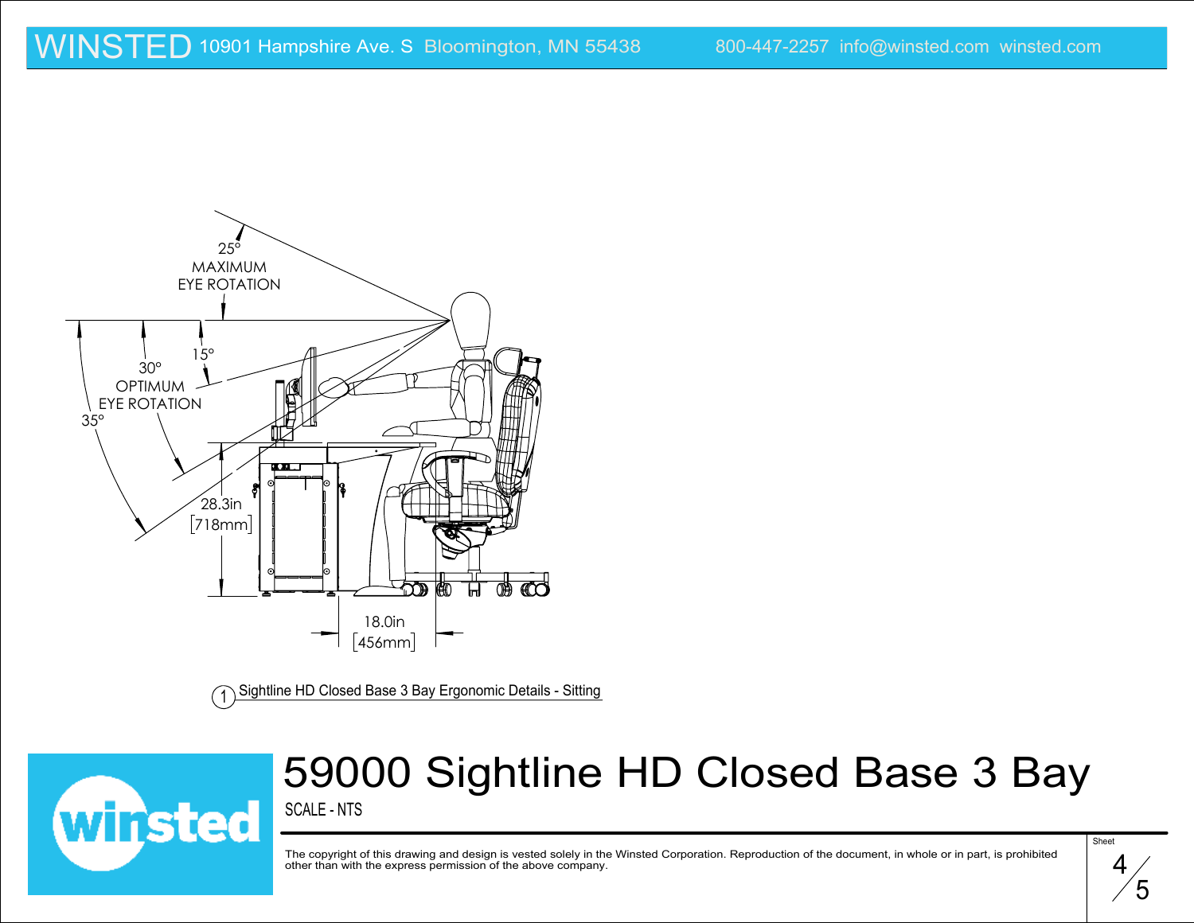WINSTED 10901 Hampshire Ave. S Bloomington, MN 55438 800-447-2257 info@winsted.com winsted.com

25°
MAXIMUM
EYE ROTATION

15°

30°
OPTIMUM
EYE ROTATION

35°

28.3in
[718mm]

18.0in
[456mm]

1 Sightline HD Closed Base 3 Bay Ergonomic Details - Sitting

# 59000 Sightline HD Closed Base 3 Bay

SCALE - NTS

The copyright of this drawing and design is vested solely in the Winsted Corporation. Reproduction of the document, in whole or in part, is prohibited other than with the express permission of the above company.

Sheet 4/5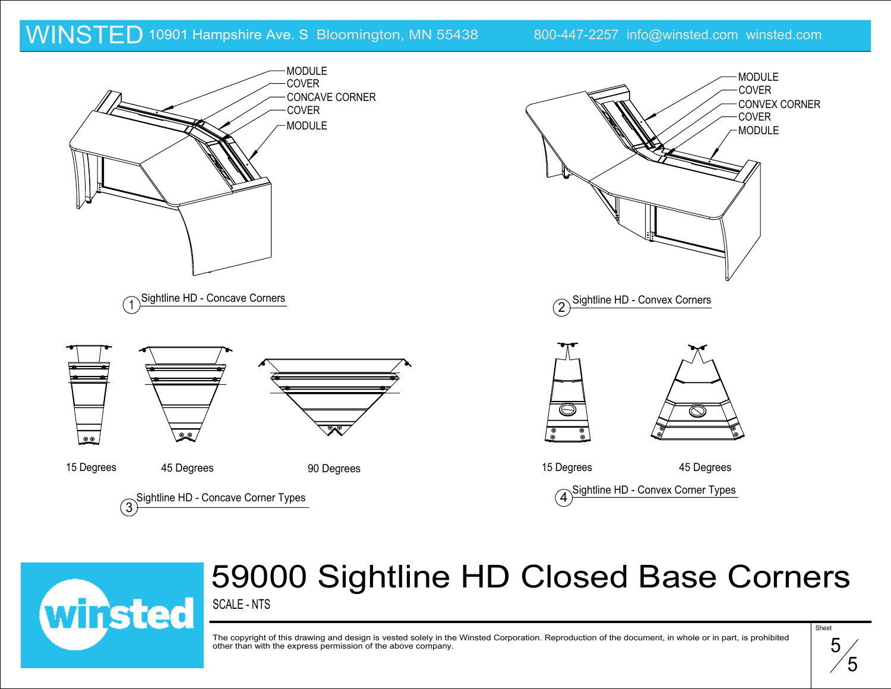WINSTED 10901 Hampshire Ave. S Bloomington, MN 55438 800-447-2257 info@winsted.com winsted.com

MODULE
COVER
CONCAVE CORNER
COVER
MODULE

1 Sightline HD - Concave Corners

MODULE
COVER
CONVEX CORNER
COVER
MODULE

2 Sightline HD - Convex Corners

15 Degrees
45 Degrees
90 Degrees

3 Sightline HD - Concave Corner Types

15 Degrees
45 Degrees

4 Sightline HD - Convex Corner Types

# 59000 Sightline HD Closed Base Corners

SCALE - NTS

The copyright of this drawing and design is vested solely in the Winsted Corporation. Reproduction of the document, in whole or in part, is prohibited other than with the express permission of the above company.

Sheet 5/5